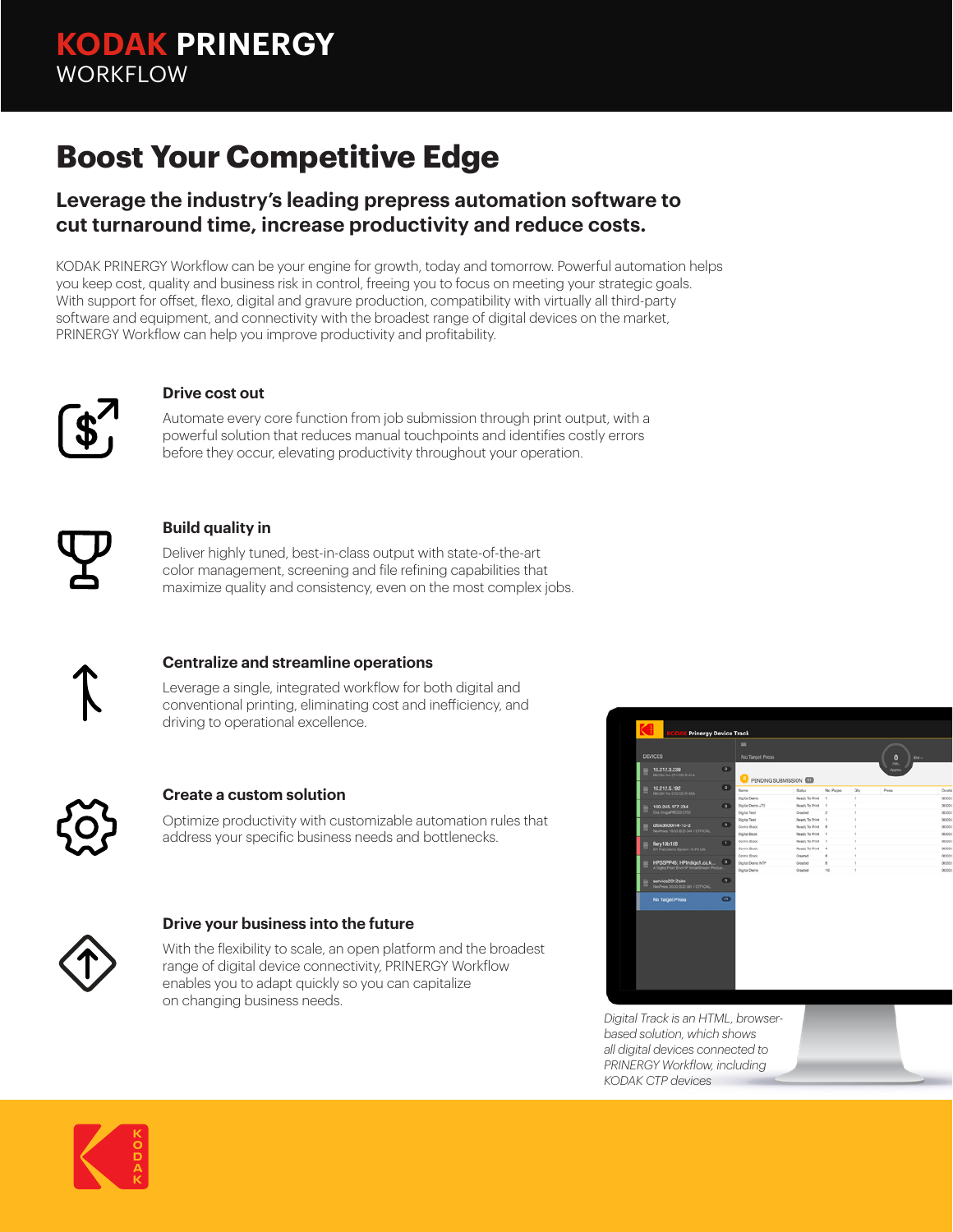# KODAK PRINERGY WORKFLOW

## Boost Your Competitive Edge

### Leverage the industry's leading prepress automation software to cut turnaround time, increase productivity and reduce costs.

KODAK PRINERGY Workflow can be your engine for growth, today and tomorrow. Powerful automation helps you keep cost, quality and business risk in control, freeing you to focus on meeting your strategic goals. With support for offset, flexo, digital and gravure production, compatibility with virtually all third-party software and equipment, and connectivity with the broadest range of digital devices on the market, PRINERGY Workflow can help you improve productivity and profitability.

**Drive cost out**

Automate every core function from job submission through print output, with a powerful solution that reduces manual touchpoints and identifies costly errors before they occur, elevating productivity throughout your operation.

**Build quality in**

Deliver highly tuned, best-in-class output with state-of-the-art color management, screening and file refining capabilities that maximize quality and consistency, even on the most complex jobs.

**Centralize and streamline operations**

Leverage a single, integrated workflow for both digital and conventional printing, eliminating cost and inefficiency, and driving to operational excellence.

**Create a custom solution**

Optimize productivity with customizable automation rules that address your specific business needs and bottlenecks.

**Drive your business into the future**

With the flexibility to scale, an open platform and the broadest range of digital device connectivity, PRINERGY Workflow enables you to adapt quickly so you can capitalize on changing business needs.

*Digital Track is an HTML, browser-based solution, which shows all digital devices connected to PRINERGY Workflow, including KODAK CTP devices*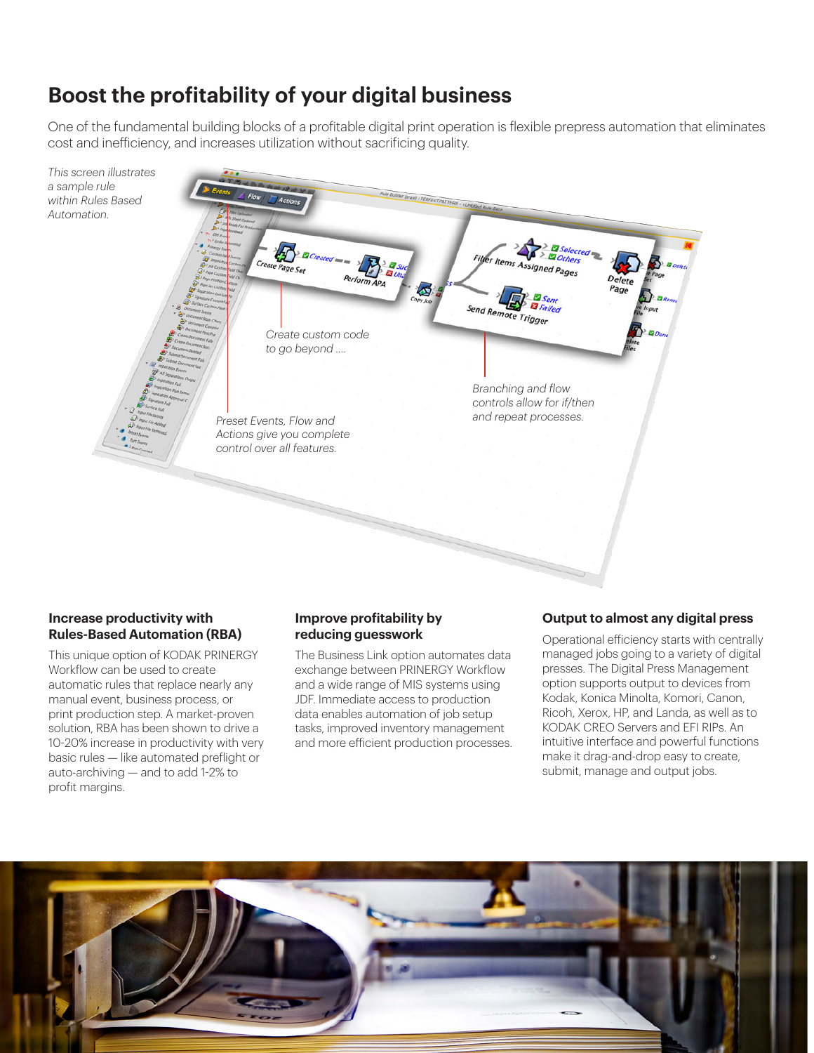# Boost the profitability of your digital business

One of the fundamental building blocks of a profitable digital print operation is flexible prepress automation that eliminates cost and inefficiency, and increases utilization without sacrificing quality.

*This screen illustrates a sample rule within Rules Based Automation.*

*Create custom code to go beyond ....*

*Branching and flow controls allow for if/then and repeat processes.*

*Preset Events, Flow and Actions give you complete control over all features.*

### Increase productivity with Rules-Based Automation (RBA)

This unique option of KODAK PRINERGY Workflow can be used to create automatic rules that replace nearly any manual event, business process, or print production step. A market-proven solution, RBA has been shown to drive a 10-20% increase in productivity with very basic rules — like automated preflight or auto-archiving — and to add 1-2% to profit margins.

### Improve profitability by reducing guesswork

The Business Link option automates data exchange between PRINERGY Workflow and a wide range of MIS systems using JDF. Immediate access to production data enables automation of job setup tasks, improved inventory management and more efficient production processes.

### Output to almost any digital press

Operational efficiency starts with centrally managed jobs going to a variety of digital presses. The Digital Press Management option supports output to devices from Kodak, Konica Minolta, Komori, Canon, Ricoh, Xerox, HP, and Landa, as well as to KODAK CREO Servers and EFI RIPs. An intuitive interface and powerful functions make it drag-and-drop easy to create, submit, manage and output jobs.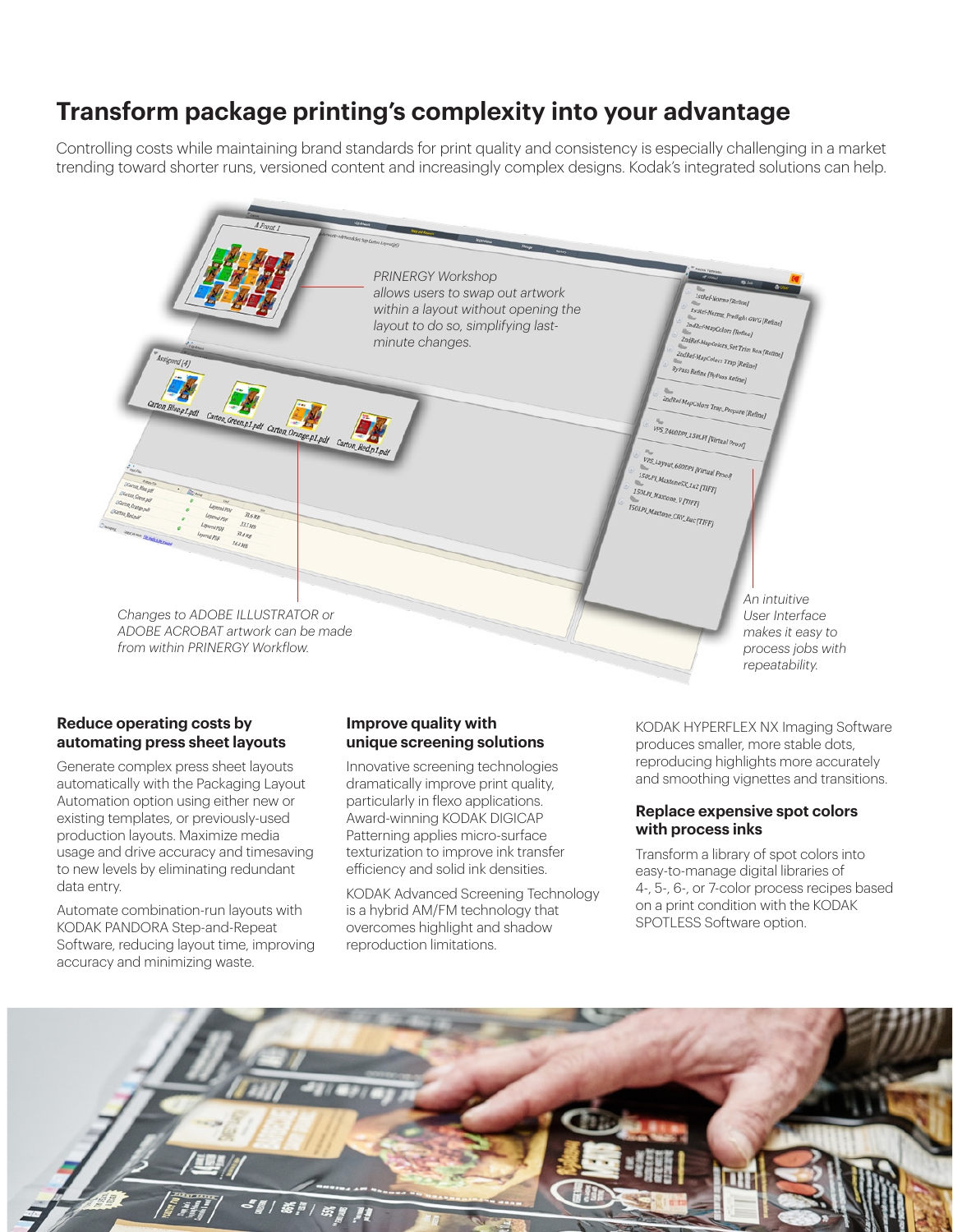# Transform package printing's complexity into your advantage

Controlling costs while maintaining brand standards for print quality and consistency is especially challenging in a market trending toward shorter runs, versioned content and increasingly complex designs. Kodak's integrated solutions can help.

*PRINERGY Workshop allows users to swap out artwork within a layout without opening the layout to do so, simplifying last-minute changes.*

*Changes to ADOBE ILLUSTRATOR or ADOBE ACROBAT artwork can be made from within PRINERGY Workflow.*

*An intuitive User Interface makes it easy to process jobs with repeatability.*

### Reduce operating costs by automating press sheet layouts

Generate complex press sheet layouts automatically with the Packaging Layout Automation option using either new or existing templates, or previously-used production layouts. Maximize media usage and drive accuracy and timesaving to new levels by eliminating redundant data entry.

Automate combination-run layouts with KODAK PANDORA Step-and-Repeat Software, reducing layout time, improving accuracy and minimizing waste.

### Improve quality with unique screening solutions

Innovative screening technologies dramatically improve print quality, particularly in flexo applications. Award-winning KODAK DIGICAP Patterning applies micro-surface texturization to improve ink transfer efficiency and solid ink densities.

KODAK Advanced Screening Technology is a hybrid AM/FM technology that overcomes highlight and shadow reproduction limitations.

KODAK HYPERFLEX NX Imaging Software produces smaller, more stable dots, reproducing highlights more accurately and smoothing vignettes and transitions.

### Replace expensive spot colors with process inks

Transform a library of spot colors into easy-to-manage digital libraries of 4-, 5-, 6-, or 7-color process recipes based on a print condition with the KODAK SPOTLESS Software option.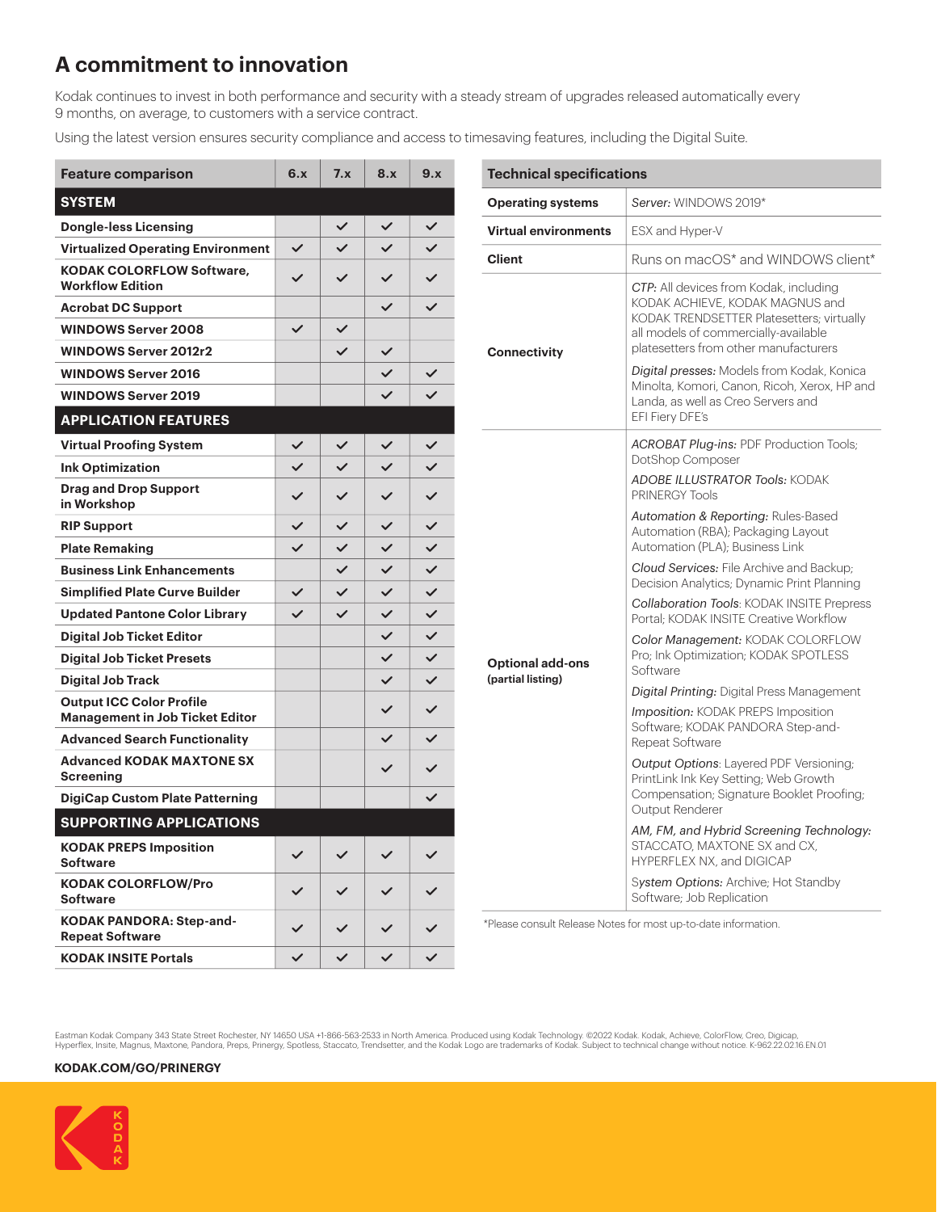## A commitment to innovation

Kodak continues to invest in both performance and security with a steady stream of upgrades released automatically every 9 months, on average, to customers with a service contract.

Using the latest version ensures security compliance and access to timesaving features, including the Digital Suite.

| Feature comparison | 6.x | 7.x | 8.x | 9.x |
|---|---|---|---|---|
| **SYSTEM** | | | | |
| Dongle-less Licensing | | ✓ | ✓ | ✓ |
| Virtualized Operating Environment | ✓ | ✓ | ✓ | ✓ |
| KODAK COLORFLOW Software, Workflow Edition | ✓ | ✓ | ✓ | ✓ |
| Acrobat DC Support | | | ✓ | ✓ |
| WINDOWS Server 2008 | ✓ | ✓ | | |
| WINDOWS Server 2012r2 | | ✓ | ✓ | |
| WINDOWS Server 2016 | | | ✓ | ✓ |
| WINDOWS Server 2019 | | | ✓ | ✓ |
| **APPLICATION FEATURES** | | | | |
| Virtual Proofing System | ✓ | ✓ | ✓ | ✓ |
| Ink Optimization | ✓ | ✓ | ✓ | ✓ |
| Drag and Drop Support in Workshop | ✓ | ✓ | ✓ | ✓ |
| RIP Support | ✓ | ✓ | ✓ | ✓ |
| Plate Remaking | ✓ | ✓ | ✓ | ✓ |
| Business Link Enhancements | | ✓ | ✓ | ✓ |
| Simplified Plate Curve Builder | ✓ | ✓ | ✓ | ✓ |
| Updated Pantone Color Library | ✓ | ✓ | ✓ | ✓ |
| Digital Job Ticket Editor | | | ✓ | ✓ |
| Digital Job Ticket Presets | | | ✓ | ✓ |
| Digital Job Track | | | ✓ | ✓ |
| Output ICC Color Profile Management in Job Ticket Editor | | | ✓ | ✓ |
| Advanced Search Functionality | | | ✓ | ✓ |
| Advanced KODAK MAXTONE SX Screening | | | ✓ | ✓ |
| DigiCap Custom Plate Patterning | | | | ✓ |
| **SUPPORTING APPLICATIONS** | | | | |
| KODAK PREPS Imposition Software | ✓ | ✓ | ✓ | ✓ |
| KODAK COLORFLOW/Pro Software | ✓ | ✓ | ✓ | ✓ |
| KODAK PANDORA: Step-and-Repeat Software | ✓ | ✓ | ✓ | ✓ |
| KODAK INSITE Portals | ✓ | ✓ | ✓ | ✓ |

| Technical specifications | |
|---|---|
| **Operating systems** | *Server:* WINDOWS 2019* |
| **Virtual environments** | ESX and Hyper-V |
| **Client** | Runs on macOS* and WINDOWS client* |
| **Connectivity** | *CTP:* All devices from Kodak, including KODAK ACHIEVE, KODAK MAGNUS and KODAK TRENDSETTER Platesetters; virtually all models of commercially-available platesetters from other manufacturers<br>*Digital presses:* Models from Kodak, Konica Minolta, Komori, Canon, Ricoh, Xerox, HP and Landa, as well as Creo Servers and EFI Fiery DFE's |
| **Optional add-ons (partial listing)** | *ACROBAT Plug-ins:* PDF Production Tools; DotShop Composer<br>*ADOBE ILLUSTRATOR Tools:* KODAK PRINERGY Tools<br>*Automation & Reporting:* Rules-Based Automation (RBA); Packaging Layout Automation (PLA); Business Link<br>*Cloud Services:* File Archive and Backup; Decision Analytics; Dynamic Print Planning<br>*Collaboration Tools*: KODAK INSITE Prepress Portal; KODAK INSITE Creative Workflow<br>*Color Management:* KODAK COLORFLOW Pro; Ink Optimization; KODAK SPOTLESS Software<br>*Digital Printing:* Digital Press Management<br>*Imposition:* KODAK PREPS Imposition Software; KODAK PANDORA Step-and-Repeat Software<br>*Output Options*: Layered PDF Versioning; PrintLink Ink Key Setting; Web Growth Compensation; Signature Booklet Proofing; Output Renderer<br>*AM, FM, and Hybrid Screening Technology:* STACCATO, MAXTONE SX and CX, HYPERFLEX NX, and DIGICAP<br>*System Options:* Archive; Hot Standby Software; Job Replication |

*Please consult Release Notes for most up-to-date information.

Eastman Kodak Company 343 State Street Rochester, NY 14650 USA +1-866-563-2533 in North America. Produced using Kodak Technology. ©2022 Kodak. Kodak, Achieve, ColorFlow, Creo, Digicap, Hyperflex, Insite, Magnus, Maxtone, Pandora, Preps, Prinergy, Spotless, Staccato, Trendsetter, and the Kodak Logo are trademarks of Kodak. Subject to technical change without notice. K-962.22.02.16.EN.01

**KODAK.COM/GO/PRINERGY**